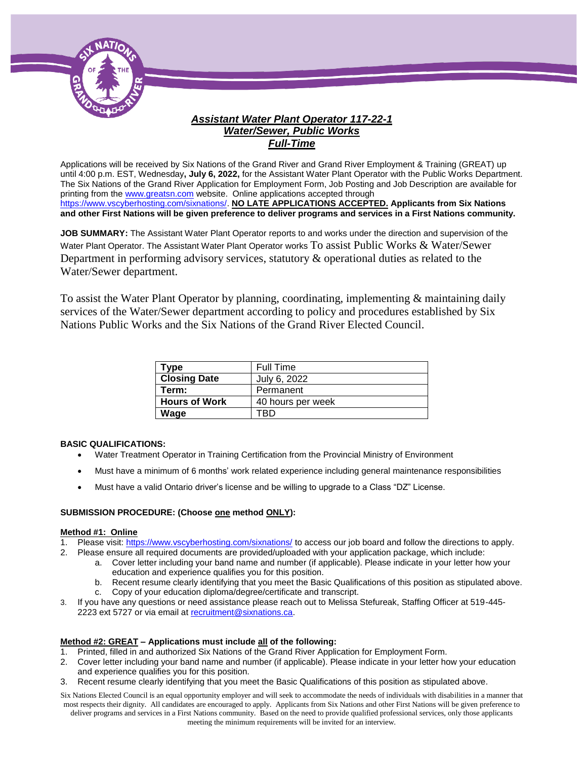# ***Assistant Water Plant Operator 117-22-1***
## ***Water/Sewer, Public Works***
## ***Full-Time***

Applications will be received by Six Nations of the Grand River and Grand River Employment & Training (GREAT) up until 4:00 p.m. EST, Wednesday**, July 6, 2022,** for the Assistant Water Plant Operator with the Public Works Department. The Six Nations of the Grand River Application for Employment Form, Job Posting and Job Description are available for printing from the www.greatsn.com website. Online applications accepted through https://www.vscyberhosting.com/sixnations/. **NO LATE APPLICATIONS ACCEPTED. Applicants from Six Nations and other First Nations will be given preference to deliver programs and services in a First Nations community.**

**JOB SUMMARY:** The Assistant Water Plant Operator reports to and works under the direction and supervision of the Water Plant Operator. The Assistant Water Plant Operator works To assist Public Works & Water/Sewer Department in performing advisory services, statutory & operational duties as related to the Water/Sewer department.

To assist the Water Plant Operator by planning, coordinating, implementing & maintaining daily services of the Water/Sewer department according to policy and procedures established by Six Nations Public Works and the Six Nations of the Grand River Elected Council.

| | |
|---|---|
| **Type** | Full Time |
| **Closing Date** | July 6, 2022 |
| **Term:** | Permanent |
| **Hours of Work** | 40 hours per week |
| **Wage** | TBD |

**BASIC QUALIFICATIONS:**

- Water Treatment Operator in Training Certification from the Provincial Ministry of Environment
- Must have a minimum of 6 months' work related experience including general maintenance responsibilities
- Must have a valid Ontario driver's license and be willing to upgrade to a Class "DZ" License.

**SUBMISSION PROCEDURE: (Choose one method ONLY):**

**Method #1: Online**

1. Please visit: https://www.vscyberhosting.com/sixnations/ to access our job board and follow the directions to apply.
2. Please ensure all required documents are provided/uploaded with your application package, which include:
   a. Cover letter including your band name and number (if applicable). Please indicate in your letter how your education and experience qualifies you for this position.
   b. Recent resume clearly identifying that you meet the Basic Qualifications of this position as stipulated above.
   c. Copy of your education diploma/degree/certificate and transcript.
3. If you have any questions or need assistance please reach out to Melissa Stefureak, Staffing Officer at 519-445-2223 ext 5727 or via email at recruitment@sixnations.ca.

**Method #2: GREAT – Applications must include all of the following:**

1. Printed, filled in and authorized Six Nations of the Grand River Application for Employment Form.
2. Cover letter including your band name and number (if applicable). Please indicate in your letter how your education and experience qualifies you for this position.
3. Recent resume clearly identifying that you meet the Basic Qualifications of this position as stipulated above.

Six Nations Elected Council is an equal opportunity employer and will seek to accommodate the needs of individuals with disabilities in a manner that most respects their dignity. All candidates are encouraged to apply. Applicants from Six Nations and other First Nations will be given preference to deliver programs and services in a First Nations community. Based on the need to provide qualified professional services, only those applicants meeting the minimum requirements will be invited for an interview.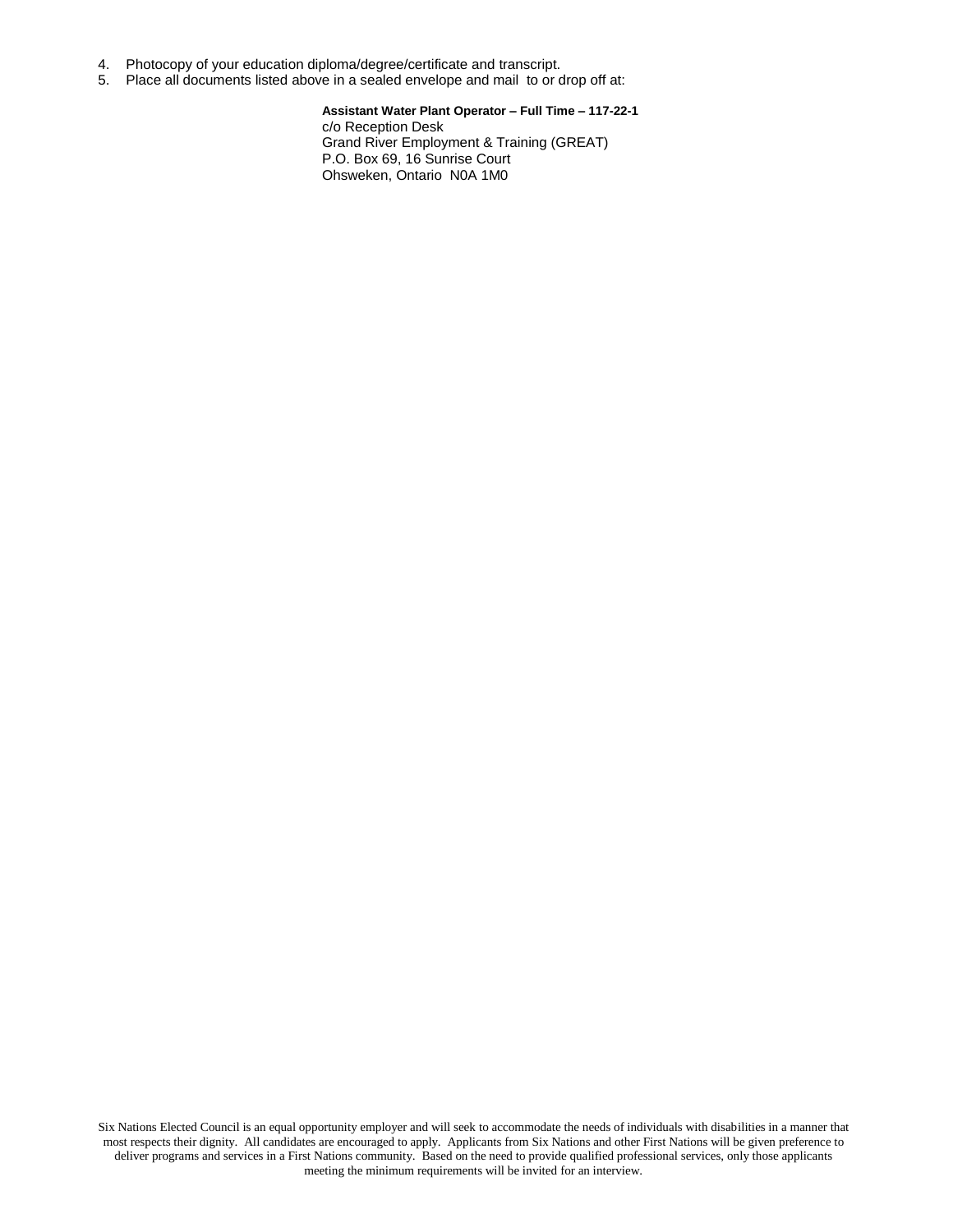4. Photocopy of your education diploma/degree/certificate and transcript.
5. Place all documents listed above in a sealed envelope and mail to or drop off at:

**Assistant Water Plant Operator – Full Time – 117-22-1**
c/o Reception Desk
Grand River Employment & Training (GREAT)
P.O. Box 69, 16 Sunrise Court
Ohsweken, Ontario N0A 1M0

Six Nations Elected Council is an equal opportunity employer and will seek to accommodate the needs of individuals with disabilities in a manner that most respects their dignity. All candidates are encouraged to apply. Applicants from Six Nations and other First Nations will be given preference to deliver programs and services in a First Nations community. Based on the need to provide qualified professional services, only those applicants meeting the minimum requirements will be invited for an interview.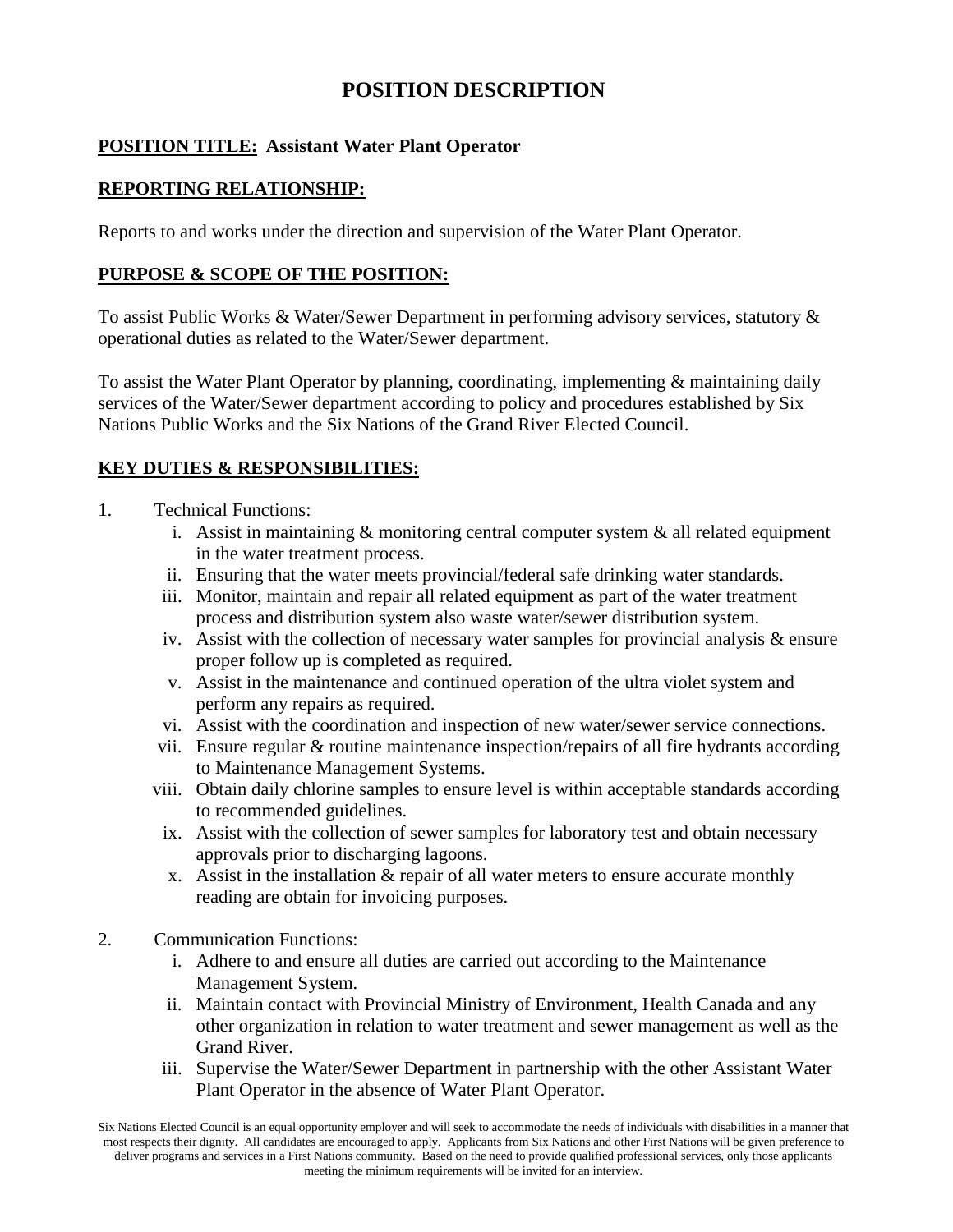# POSITION DESCRIPTION

**POSITION TITLE: Assistant Water Plant Operator**

**REPORTING RELATIONSHIP:**

Reports to and works under the direction and supervision of the Water Plant Operator.

**PURPOSE & SCOPE OF THE POSITION:**

To assist Public Works & Water/Sewer Department in performing advisory services, statutory & operational duties as related to the Water/Sewer department.

To assist the Water Plant Operator by planning, coordinating, implementing & maintaining daily services of the Water/Sewer department according to policy and procedures established by Six Nations Public Works and the Six Nations of the Grand River Elected Council.

**KEY DUTIES & RESPONSIBILITIES:**

1. Technical Functions:
   - i. Assist in maintaining & monitoring central computer system & all related equipment in the water treatment process.
   - ii. Ensuring that the water meets provincial/federal safe drinking water standards.
   - iii. Monitor, maintain and repair all related equipment as part of the water treatment process and distribution system also waste water/sewer distribution system.
   - iv. Assist with the collection of necessary water samples for provincial analysis & ensure proper follow up is completed as required.
   - v. Assist in the maintenance and continued operation of the ultra violet system and perform any repairs as required.
   - vi. Assist with the coordination and inspection of new water/sewer service connections.
   - vii. Ensure regular & routine maintenance inspection/repairs of all fire hydrants according to Maintenance Management Systems.
   - viii. Obtain daily chlorine samples to ensure level is within acceptable standards according to recommended guidelines.
   - ix. Assist with the collection of sewer samples for laboratory test and obtain necessary approvals prior to discharging lagoons.
   - x. Assist in the installation & repair of all water meters to ensure accurate monthly reading are obtain for invoicing purposes.

2. Communication Functions:
   - i. Adhere to and ensure all duties are carried out according to the Maintenance Management System.
   - ii. Maintain contact with Provincial Ministry of Environment, Health Canada and any other organization in relation to water treatment and sewer management as well as the Grand River.
   - iii. Supervise the Water/Sewer Department in partnership with the other Assistant Water Plant Operator in the absence of Water Plant Operator.

Six Nations Elected Council is an equal opportunity employer and will seek to accommodate the needs of individuals with disabilities in a manner that most respects their dignity. All candidates are encouraged to apply. Applicants from Six Nations and other First Nations will be given preference to deliver programs and services in a First Nations community. Based on the need to provide qualified professional services, only those applicants meeting the minimum requirements will be invited for an interview.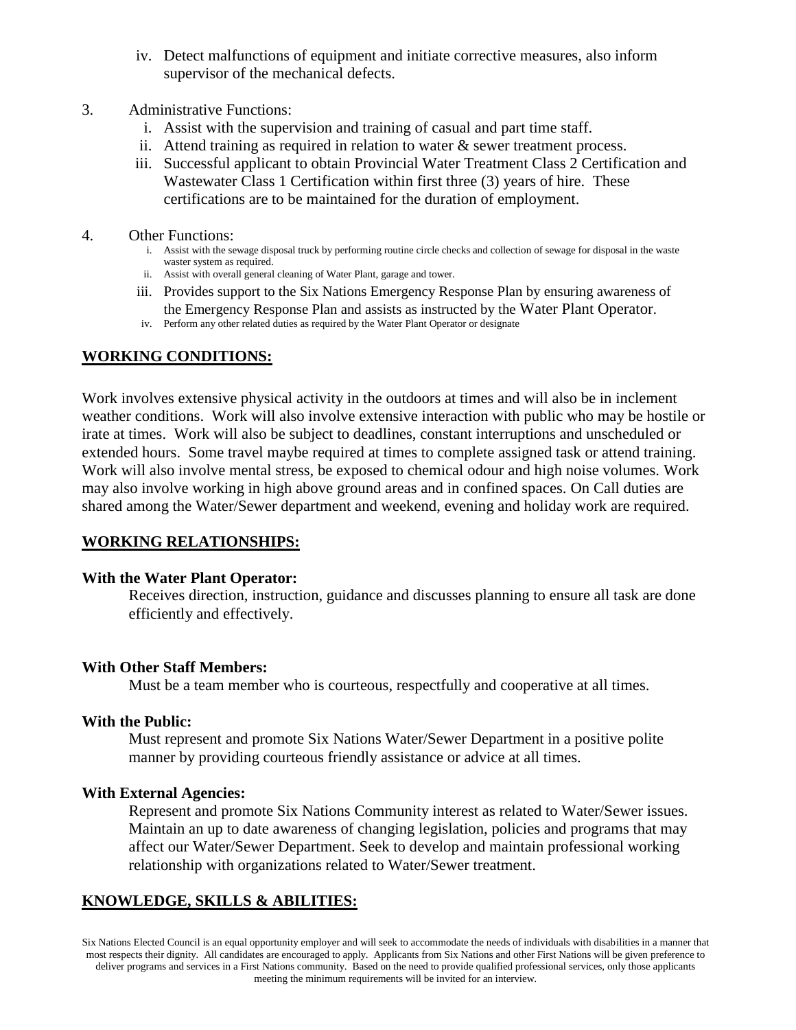iv. Detect malfunctions of equipment and initiate corrective measures, also inform supervisor of the mechanical defects.

3. Administrative Functions:
   i. Assist with the supervision and training of casual and part time staff.
   ii. Attend training as required in relation to water & sewer treatment process.
   iii. Successful applicant to obtain Provincial Water Treatment Class 2 Certification and Wastewater Class 1 Certification within first three (3) years of hire. These certifications are to be maintained for the duration of employment.

4. Other Functions:
   i. Assist with the sewage disposal truck by performing routine circle checks and collection of sewage for disposal in the waste waster system as required.
   ii. Assist with overall general cleaning of Water Plant, garage and tower.
   iii. Provides support to the Six Nations Emergency Response Plan by ensuring awareness of the Emergency Response Plan and assists as instructed by the Water Plant Operator.
   iv. Perform any other related duties as required by the Water Plant Operator or designate

## WORKING CONDITIONS:

Work involves extensive physical activity in the outdoors at times and will also be in inclement weather conditions. Work will also involve extensive interaction with public who may be hostile or irate at times. Work will also be subject to deadlines, constant interruptions and unscheduled or extended hours. Some travel maybe required at times to complete assigned task or attend training. Work will also involve mental stress, be exposed to chemical odour and high noise volumes. Work may also involve working in high above ground areas and in confined spaces. On Call duties are shared among the Water/Sewer department and weekend, evening and holiday work are required.

## WORKING RELATIONSHIPS:

**With the Water Plant Operator:**

Receives direction, instruction, guidance and discusses planning to ensure all task are done efficiently and effectively.

**With Other Staff Members:**

Must be a team member who is courteous, respectfully and cooperative at all times.

**With the Public:**

Must represent and promote Six Nations Water/Sewer Department in a positive polite manner by providing courteous friendly assistance or advice at all times.

**With External Agencies:**

Represent and promote Six Nations Community interest as related to Water/Sewer issues. Maintain an up to date awareness of changing legislation, policies and programs that may affect our Water/Sewer Department. Seek to develop and maintain professional working relationship with organizations related to Water/Sewer treatment.

## KNOWLEDGE, SKILLS & ABILITIES:

Six Nations Elected Council is an equal opportunity employer and will seek to accommodate the needs of individuals with disabilities in a manner that most respects their dignity. All candidates are encouraged to apply. Applicants from Six Nations and other First Nations will be given preference to deliver programs and services in a First Nations community. Based on the need to provide qualified professional services, only those applicants meeting the minimum requirements will be invited for an interview.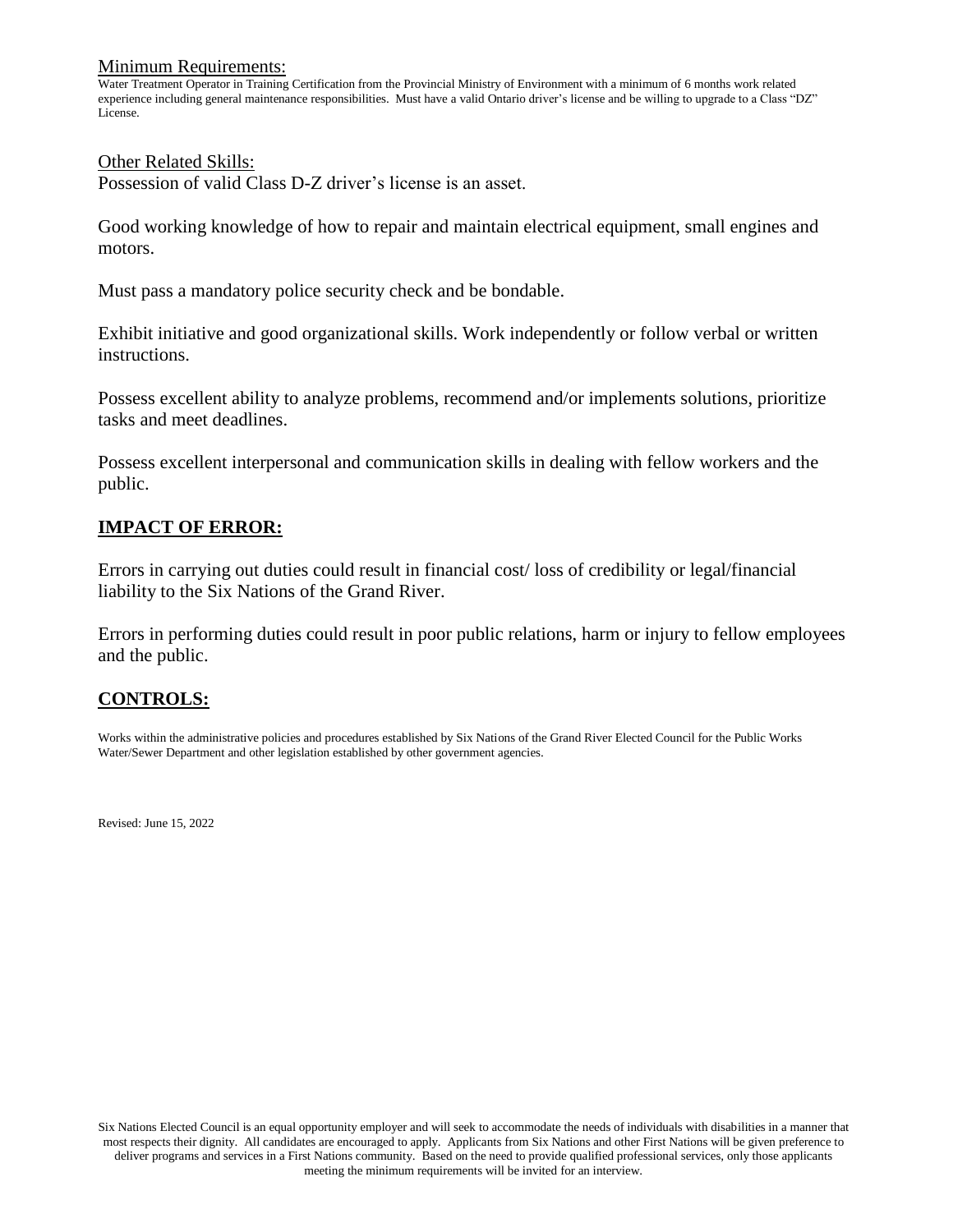Minimum Requirements:

Water Treatment Operator in Training Certification from the Provincial Ministry of Environment with a minimum of 6 months work related experience including general maintenance responsibilities. Must have a valid Ontario driver's license and be willing to upgrade to a Class "DZ" License.

Other Related Skills:

Possession of valid Class D-Z driver's license is an asset.

Good working knowledge of how to repair and maintain electrical equipment, small engines and motors.

Must pass a mandatory police security check and be bondable.

Exhibit initiative and good organizational skills. Work independently or follow verbal or written instructions.

Possess excellent ability to analyze problems, recommend and/or implements solutions, prioritize tasks and meet deadlines.

Possess excellent interpersonal and communication skills in dealing with fellow workers and the public.

## IMPACT OF ERROR:

Errors in carrying out duties could result in financial cost/ loss of credibility or legal/financial liability to the Six Nations of the Grand River.

Errors in performing duties could result in poor public relations, harm or injury to fellow employees and the public.

## CONTROLS:

Works within the administrative policies and procedures established by Six Nations of the Grand River Elected Council for the Public Works Water/Sewer Department and other legislation established by other government agencies.

Revised: June 15, 2022

Six Nations Elected Council is an equal opportunity employer and will seek to accommodate the needs of individuals with disabilities in a manner that most respects their dignity. All candidates are encouraged to apply. Applicants from Six Nations and other First Nations will be given preference to deliver programs and services in a First Nations community. Based on the need to provide qualified professional services, only those applicants meeting the minimum requirements will be invited for an interview.